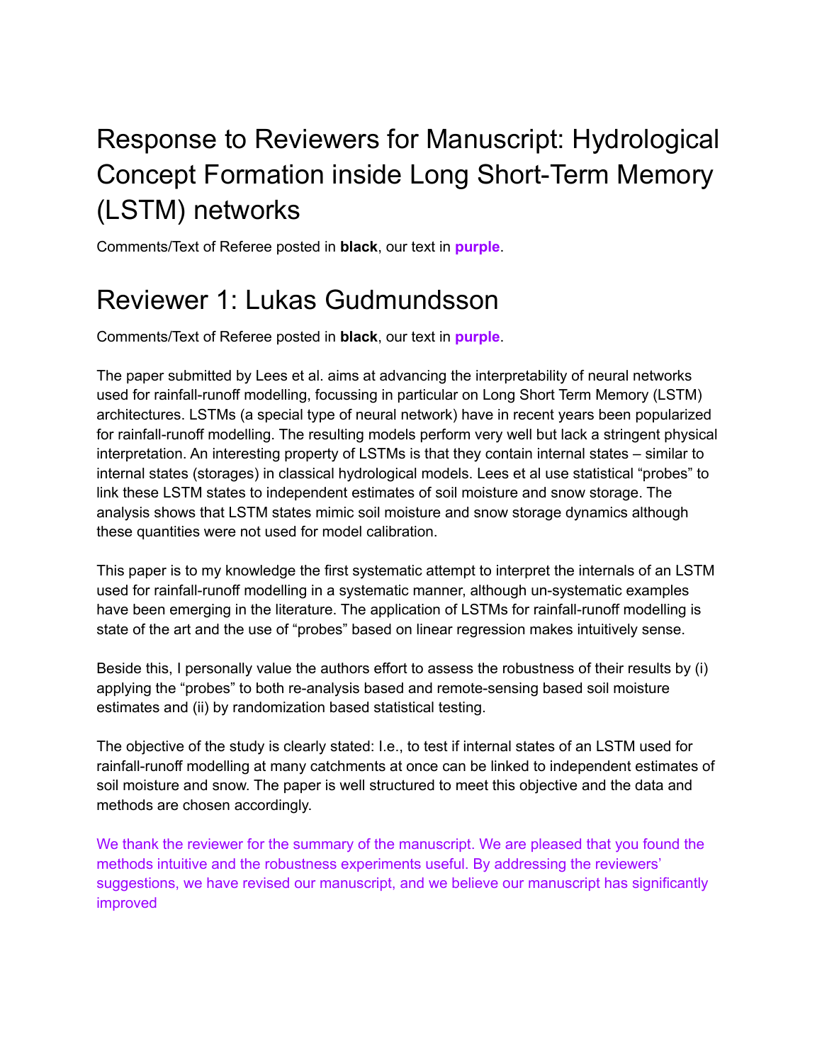# Response to Reviewers for Manuscript: Hydrological Concept Formation inside Long Short-Term Memory (LSTM) networks

Comments/Text of Referee posted in **black**, our text in **purple**.

# Reviewer 1: Lukas Gudmundsson

Comments/Text of Referee posted in **black**, our text in **purple**.

The paper submitted by Lees et al. aims at advancing the interpretability of neural networks used for rainfall-runoff modelling, focussing in particular on Long Short Term Memory (LSTM) architectures. LSTMs (a special type of neural network) have in recent years been popularized for rainfall-runoff modelling. The resulting models perform very well but lack a stringent physical interpretation. An interesting property of LSTMs is that they contain internal states – similar to internal states (storages) in classical hydrological models. Lees et al use statistical "probes" to link these LSTM states to independent estimates of soil moisture and snow storage. The analysis shows that LSTM states mimic soil moisture and snow storage dynamics although these quantities were not used for model calibration.

This paper is to my knowledge the first systematic attempt to interpret the internals of an LSTM used for rainfall-runoff modelling in a systematic manner, although un-systematic examples have been emerging in the literature. The application of LSTMs for rainfall-runoff modelling is state of the art and the use of "probes" based on linear regression makes intuitively sense.

Beside this, I personally value the authors effort to assess the robustness of their results by (i) applying the "probes" to both re-analysis based and remote-sensing based soil moisture estimates and (ii) by randomization based statistical testing.

The objective of the study is clearly stated: I.e., to test if internal states of an LSTM used for rainfall-runoff modelling at many catchments at once can be linked to independent estimates of soil moisture and snow. The paper is well structured to meet this objective and the data and methods are chosen accordingly.

We thank the reviewer for the summary of the manuscript. We are pleased that you found the methods intuitive and the robustness experiments useful. By addressing the reviewers' suggestions, we have revised our manuscript, and we believe our manuscript has significantly improved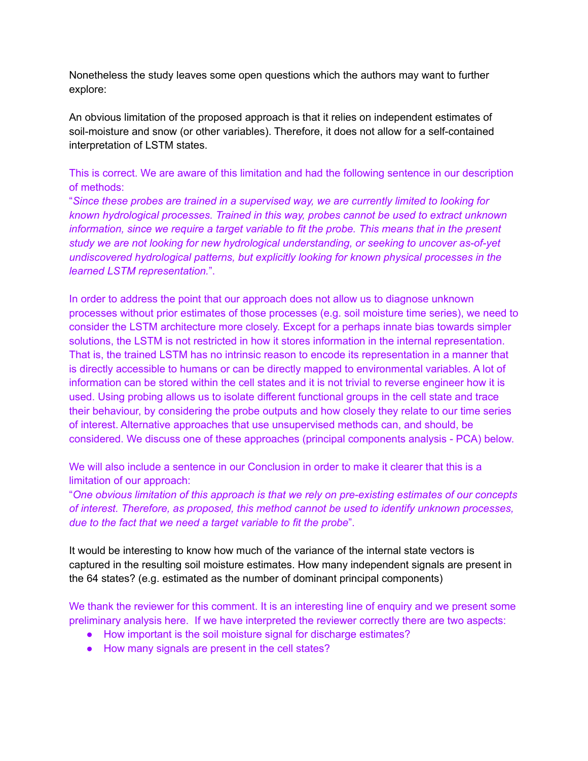Nonetheless the study leaves some open questions which the authors may want to further explore:

An obvious limitation of the proposed approach is that it relies on independent estimates of soil-moisture and snow (or other variables). Therefore, it does not allow for a self-contained interpretation of LSTM states.

This is correct. We are aware of this limitation and had the following sentence in our description of methods:
"*Since these probes are trained in a supervised way, we are currently limited to looking for known hydrological processes. Trained in this way, probes cannot be used to extract unknown information, since we require a target variable to fit the probe. This means that in the present study we are not looking for new hydrological understanding, or seeking to uncover as-of-yet undiscovered hydrological patterns, but explicitly looking for known physical processes in the learned LSTM representation.*".

In order to address the point that our approach does not allow us to diagnose unknown processes without prior estimates of those processes (e.g. soil moisture time series), we need to consider the LSTM architecture more closely. Except for a perhaps innate bias towards simpler solutions, the LSTM is not restricted in how it stores information in the internal representation. That is, the trained LSTM has no intrinsic reason to encode its representation in a manner that is directly accessible to humans or can be directly mapped to environmental variables. A lot of information can be stored within the cell states and it is not trivial to reverse engineer how it is used. Using probing allows us to isolate different functional groups in the cell state and trace their behaviour, by considering the probe outputs and how closely they relate to our time series of interest. Alternative approaches that use unsupervised methods can, and should, be considered. We discuss one of these approaches (principal components analysis - PCA) below.

We will also include a sentence in our Conclusion in order to make it clearer that this is a limitation of our approach:
"*One obvious limitation of this approach is that we rely on pre-existing estimates of our concepts of interest. Therefore, as proposed, this method cannot be used to identify unknown processes, due to the fact that we need a target variable to fit the probe*".

It would be interesting to know how much of the variance of the internal state vectors is captured in the resulting soil moisture estimates. How many independent signals are present in the 64 states? (e.g. estimated as the number of dominant principal components)

We thank the reviewer for this comment. It is an interesting line of enquiry and we present some preliminary analysis here. If we have interpreted the reviewer correctly there are two aspects:

- How important is the soil moisture signal for discharge estimates?
- How many signals are present in the cell states?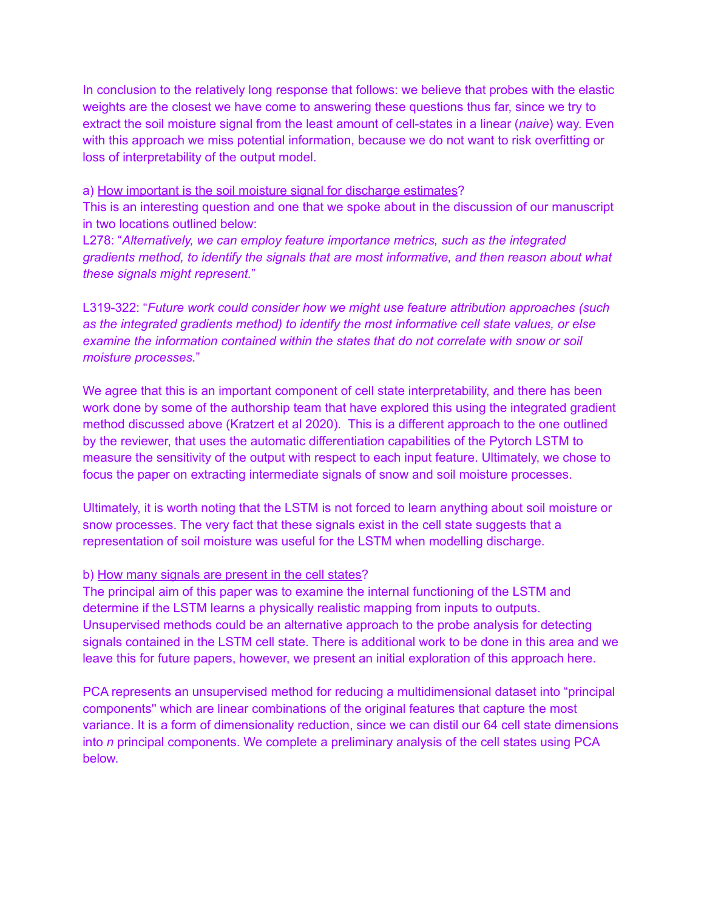In conclusion to the relatively long response that follows: we believe that probes with the elastic weights are the closest we have come to answering these questions thus far, since we try to extract the soil moisture signal from the least amount of cell-states in a linear (*naive*) way. Even with this approach we miss potential information, because we do not want to risk overfitting or loss of interpretability of the output model.

a) How important is the soil moisture signal for discharge estimates?
This is an interesting question and one that we spoke about in the discussion of our manuscript in two locations outlined below:
L278: "*Alternatively, we can employ feature importance metrics, such as the integrated gradients method, to identify the signals that are most informative, and then reason about what these signals might represent.*"

L319-322: "*Future work could consider how we might use feature attribution approaches (such as the integrated gradients method) to identify the most informative cell state values, or else examine the information contained within the states that do not correlate with snow or soil moisture processes.*"

We agree that this is an important component of cell state interpretability, and there has been work done by some of the authorship team that have explored this using the integrated gradient method discussed above (Kratzert et al 2020). This is a different approach to the one outlined by the reviewer, that uses the automatic differentiation capabilities of the Pytorch LSTM to measure the sensitivity of the output with respect to each input feature. Ultimately, we chose to focus the paper on extracting intermediate signals of snow and soil moisture processes.

Ultimately, it is worth noting that the LSTM is not forced to learn anything about soil moisture or snow processes. The very fact that these signals exist in the cell state suggests that a representation of soil moisture was useful for the LSTM when modelling discharge.

b) How many signals are present in the cell states?
The principal aim of this paper was to examine the internal functioning of the LSTM and determine if the LSTM learns a physically realistic mapping from inputs to outputs. Unsupervised methods could be an alternative approach to the probe analysis for detecting signals contained in the LSTM cell state. There is additional work to be done in this area and we leave this for future papers, however, we present an initial exploration of this approach here.

PCA represents an unsupervised method for reducing a multidimensional dataset into "principal components" which are linear combinations of the original features that capture the most variance. It is a form of dimensionality reduction, since we can distil our 64 cell state dimensions into *n* principal components. We complete a preliminary analysis of the cell states using PCA below.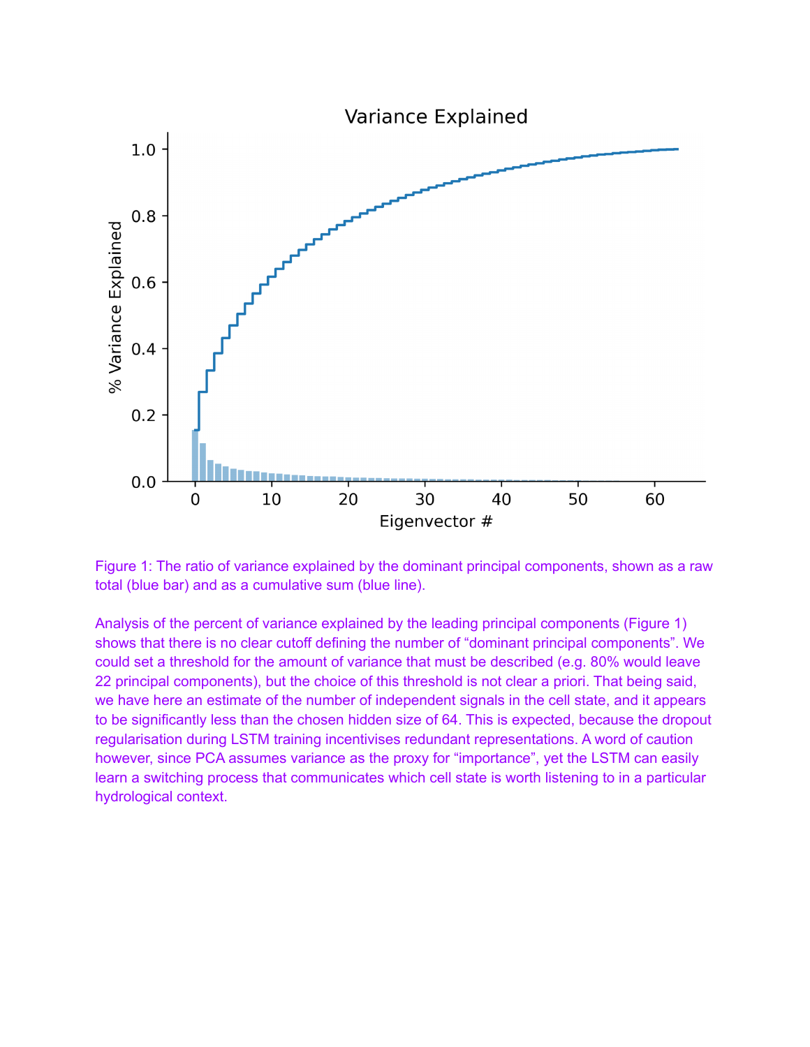Figure 1: The ratio of variance explained by the dominant principal components, shown as a raw total (blue bar) and as a cumulative sum (blue line).

Analysis of the percent of variance explained by the leading principal components (Figure 1) shows that there is no clear cutoff defining the number of “dominant principal components”. We could set a threshold for the amount of variance that must be described (e.g. 80% would leave 22 principal components), but the choice of this threshold is not clear a priori. That being said, we have here an estimate of the number of independent signals in the cell state, and it appears to be significantly less than the chosen hidden size of 64. This is expected, because the dropout regularisation during LSTM training incentivises redundant representations. A word of caution however, since PCA assumes variance as the proxy for “importance”, yet the LSTM can easily learn a switching process that communicates which cell state is worth listening to in a particular hydrological context.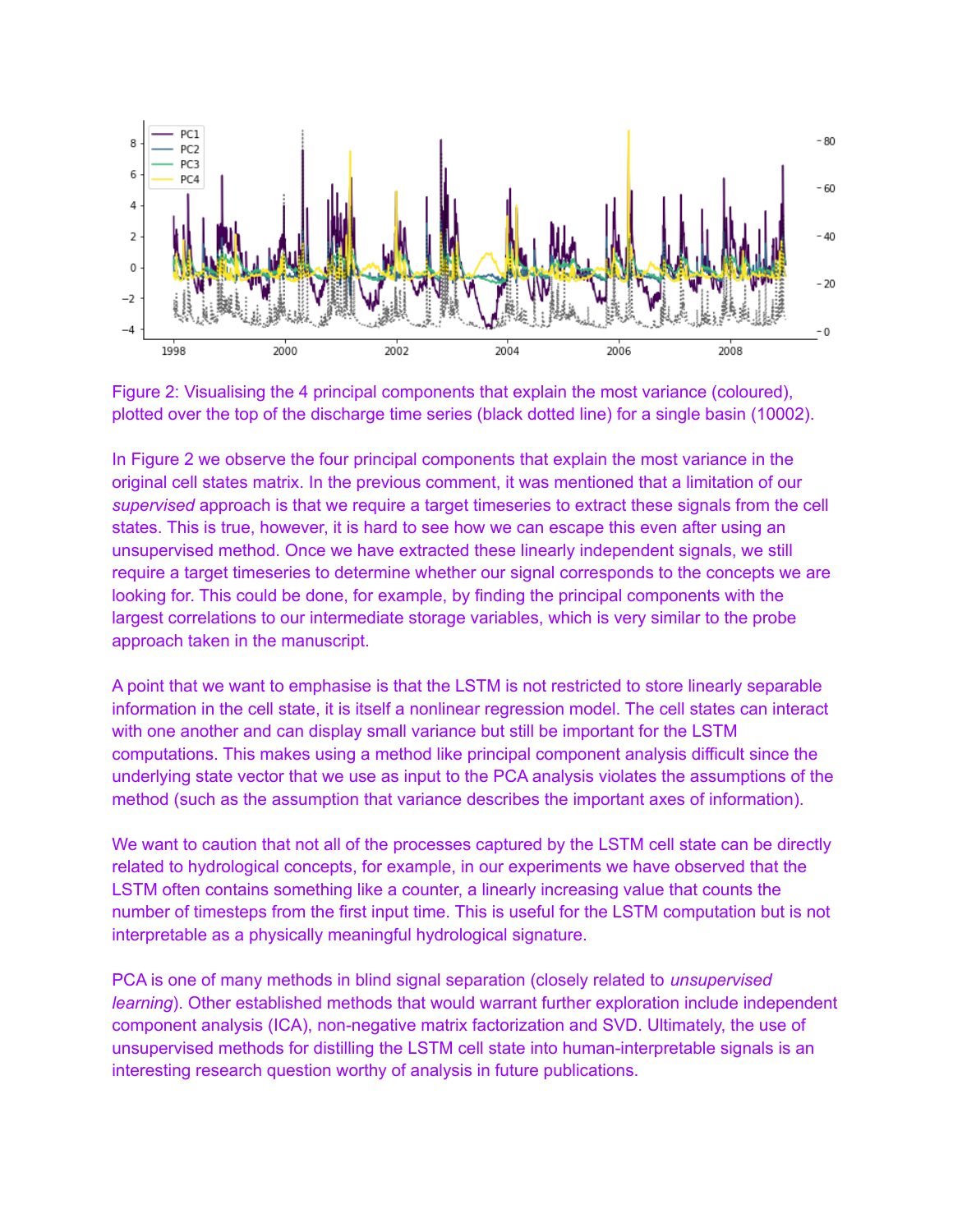Figure 2: Visualising the 4 principal components that explain the most variance (coloured), plotted over the top of the discharge time series (black dotted line) for a single basin (10002).

In Figure 2 we observe the four principal components that explain the most variance in the original cell states matrix. In the previous comment, it was mentioned that a limitation of our *supervised* approach is that we require a target timeseries to extract these signals from the cell states. This is true, however, it is hard to see how we can escape this even after using an unsupervised method. Once we have extracted these linearly independent signals, we still require a target timeseries to determine whether our signal corresponds to the concepts we are looking for. This could be done, for example, by finding the principal components with the largest correlations to our intermediate storage variables, which is very similar to the probe approach taken in the manuscript.

A point that we want to emphasise is that the LSTM is not restricted to store linearly separable information in the cell state, it is itself a nonlinear regression model. The cell states can interact with one another and can display small variance but still be important for the LSTM computations. This makes using a method like principal component analysis difficult since the underlying state vector that we use as input to the PCA analysis violates the assumptions of the method (such as the assumption that variance describes the important axes of information).

We want to caution that not all of the processes captured by the LSTM cell state can be directly related to hydrological concepts, for example, in our experiments we have observed that the LSTM often contains something like a counter, a linearly increasing value that counts the number of timesteps from the first input time. This is useful for the LSTM computation but is not interpretable as a physically meaningful hydrological signature.

PCA is one of many methods in blind signal separation (closely related to *unsupervised learning*). Other established methods that would warrant further exploration include independent component analysis (ICA), non-negative matrix factorization and SVD. Ultimately, the use of unsupervised methods for distilling the LSTM cell state into human-interpretable signals is an interesting research question worthy of analysis in future publications.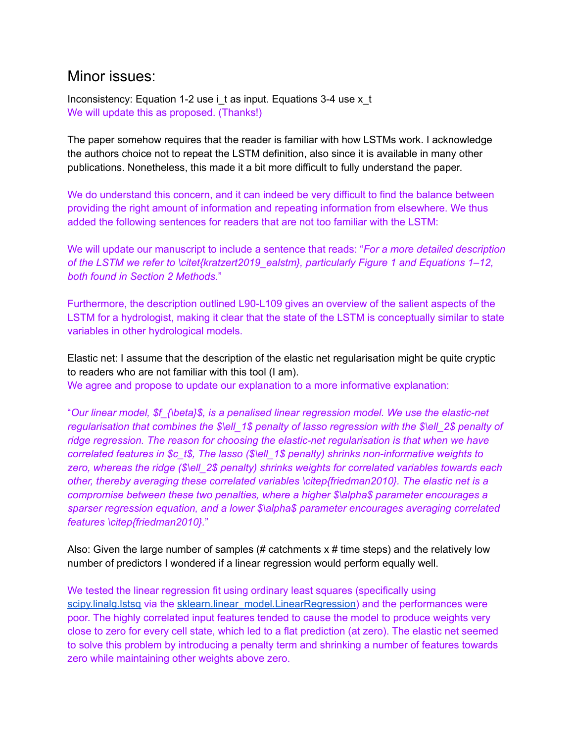## Minor issues:

Inconsistency: Equation 1-2 use i_t as input. Equations 3-4 use x_t

We will update this as proposed. (Thanks!)

The paper somehow requires that the reader is familiar with how LSTMs work. I acknowledge the authors choice not to repeat the LSTM definition, also since it is available in many other publications. Nonetheless, this made it a bit more difficult to fully understand the paper.

We do understand this concern, and it can indeed be very difficult to find the balance between providing the right amount of information and repeating information from elsewhere. We thus added the following sentences for readers that are not too familiar with the LSTM:

We will update our manuscript to include a sentence that reads: "*For a more detailed description of the LSTM we refer to \citet{kratzert2019_ealstm}, particularly Figure 1 and Equations 1–12, both found in Section 2 Methods.*"

Furthermore, the description outlined L90-L109 gives an overview of the salient aspects of the LSTM for a hydrologist, making it clear that the state of the LSTM is conceptually similar to state variables in other hydrological models.

Elastic net: I assume that the description of the elastic net regularisation might be quite cryptic to readers who are not familiar with this tool (I am).

We agree and propose to update our explanation to a more informative explanation:

"*Our linear model, $f_{\beta}$, is a penalised linear regression model. We use the elastic-net regularisation that combines the $\ell_1$ penalty of lasso regression with the $\ell_2$ penalty of ridge regression. The reason for choosing the elastic-net regularisation is that when we have correlated features in $c_t$, The lasso ($\ell_1$ penalty) shrinks non-informative weights to zero, whereas the ridge ($\ell_2$ penalty) shrinks weights for correlated variables towards each other, thereby averaging these correlated variables \citep{friedman2010}. The elastic net is a compromise between these two penalties, where a higher $\alpha$ parameter encourages a sparser regression equation, and a lower $\alpha$ parameter encourages averaging correlated features \citep{friedman2010}.*"

Also: Given the large number of samples (# catchments x # time steps) and the relatively low number of predictors I wondered if a linear regression would perform equally well.

We tested the linear regression fit using ordinary least squares (specifically using scipy.linalg.lstsq via the sklearn.linear_model.LinearRegression) and the performances were poor. The highly correlated input features tended to cause the model to produce weights very close to zero for every cell state, which led to a flat prediction (at zero). The elastic net seemed to solve this problem by introducing a penalty term and shrinking a number of features towards zero while maintaining other weights above zero.